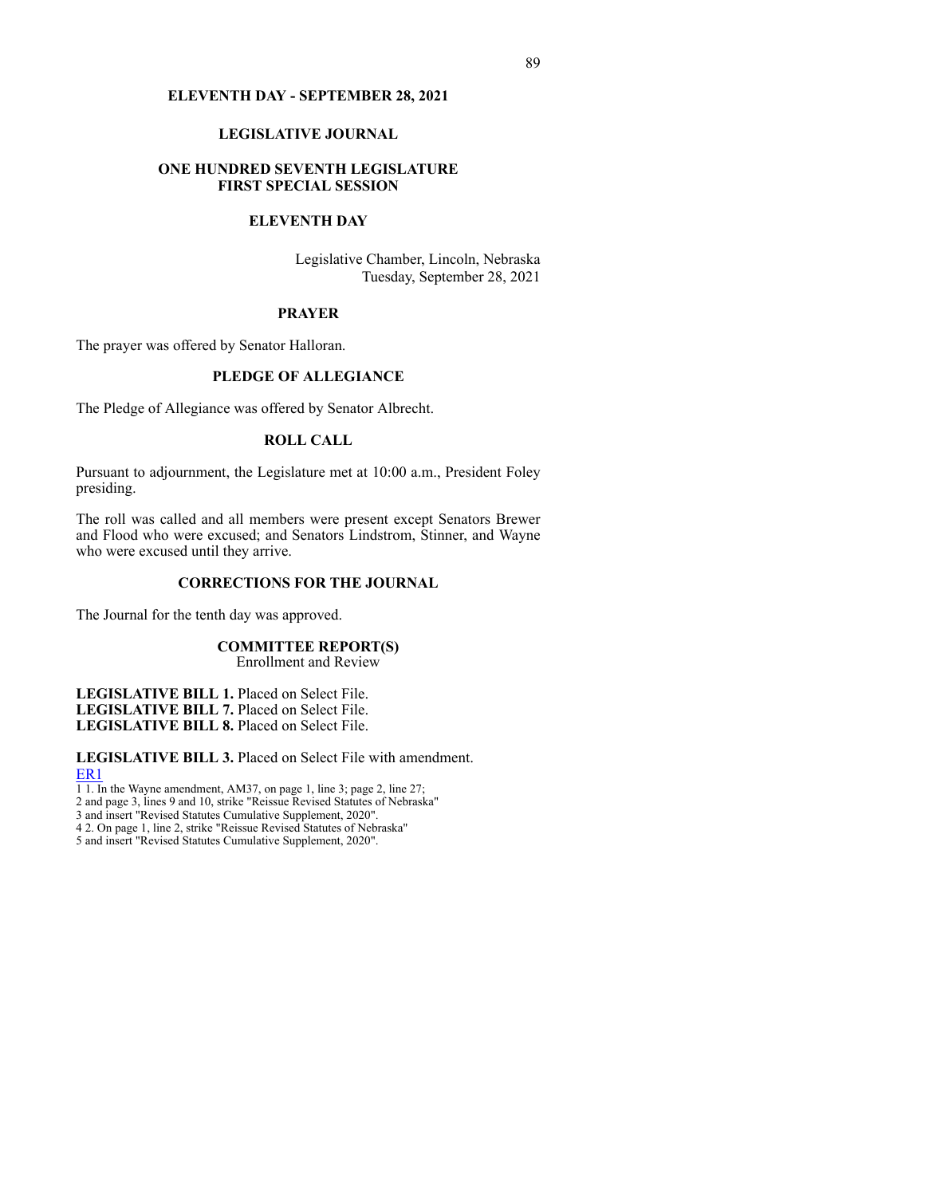# ELEVENTH DAY - SEPTEMBER 28, 2021

## LEGISLATIVE JOURNAL

## ONE HUNDRED SEVENTH LEGISLATURE
## FIRST SPECIAL SESSION

## ELEVENTH DAY

Legislative Chamber, Lincoln, Nebraska
Tuesday, September 28, 2021

## PRAYER

The prayer was offered by Senator Halloran.

## PLEDGE OF ALLEGIANCE

The Pledge of Allegiance was offered by Senator Albrecht.

## ROLL CALL

Pursuant to adjournment, the Legislature met at 10:00 a.m., President Foley presiding.

The roll was called and all members were present except Senators Brewer and Flood who were excused; and Senators Lindstrom, Stinner, and Wayne who were excused until they arrive.

## CORRECTIONS FOR THE JOURNAL

The Journal for the tenth day was approved.

## COMMITTEE REPORT(S)
Enrollment and Review

**LEGISLATIVE BILL 1.** Placed on Select File.
**LEGISLATIVE BILL 7.** Placed on Select File.
**LEGISLATIVE BILL 8.** Placed on Select File.

**LEGISLATIVE BILL 3.** Placed on Select File with amendment.
ER1
1 1. In the Wayne amendment, AM37, on page 1, line 3; page 2, line 27;
2 and page 3, lines 9 and 10, strike "Reissue Revised Statutes of Nebraska"
3 and insert "Revised Statutes Cumulative Supplement, 2020".
4 2. On page 1, line 2, strike "Reissue Revised Statutes of Nebraska"
5 and insert "Revised Statutes Cumulative Supplement, 2020".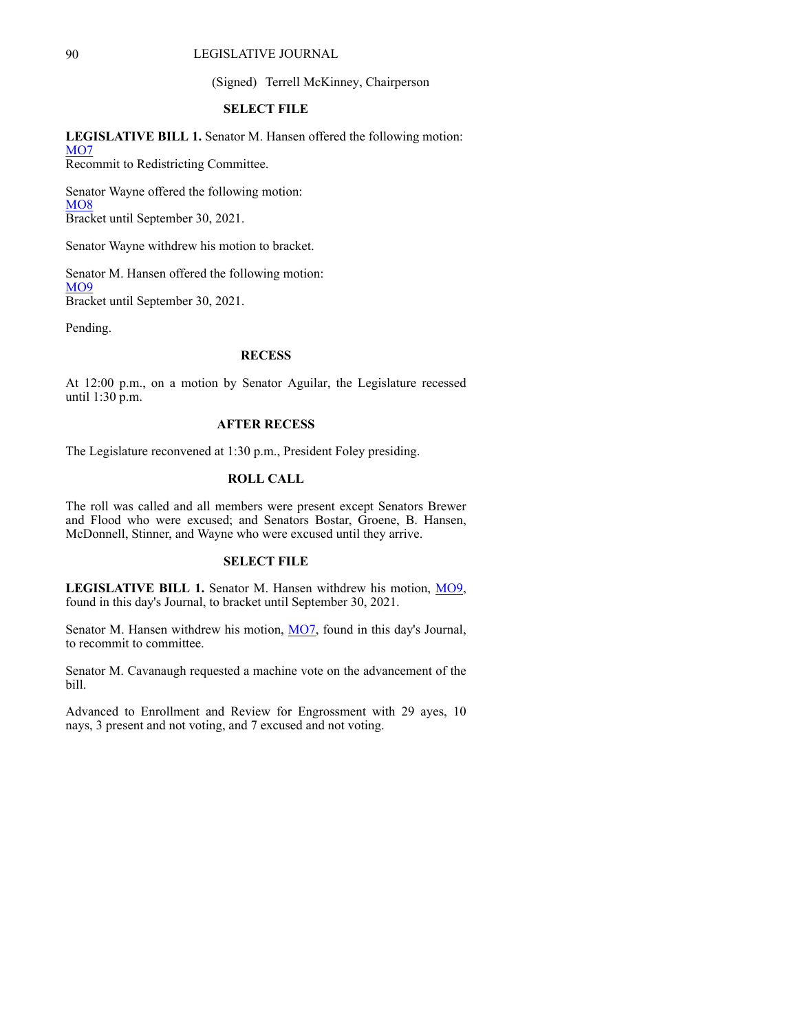(Signed) Terrell McKinney, Chairperson

## SELECT FILE

**LEGISLATIVE BILL 1.** Senator M. Hansen offered the following motion:
MO7
Recommit to Redistricting Committee.

Senator Wayne offered the following motion:
MO8
Bracket until September 30, 2021.

Senator Wayne withdrew his motion to bracket.

Senator M. Hansen offered the following motion:
MO9
Bracket until September 30, 2021.

Pending.

## RECESS

At 12:00 p.m., on a motion by Senator Aguilar, the Legislature recessed until 1:30 p.m.

## AFTER RECESS

The Legislature reconvened at 1:30 p.m., President Foley presiding.

## ROLL CALL

The roll was called and all members were present except Senators Brewer and Flood who were excused; and Senators Bostar, Groene, B. Hansen, McDonnell, Stinner, and Wayne who were excused until they arrive.

## SELECT FILE

**LEGISLATIVE BILL 1.** Senator M. Hansen withdrew his motion, MO9, found in this day's Journal, to bracket until September 30, 2021.

Senator M. Hansen withdrew his motion, MO7, found in this day's Journal, to recommit to committee.

Senator M. Cavanaugh requested a machine vote on the advancement of the bill.

Advanced to Enrollment and Review for Engrossment with 29 ayes, 10 nays, 3 present and not voting, and 7 excused and not voting.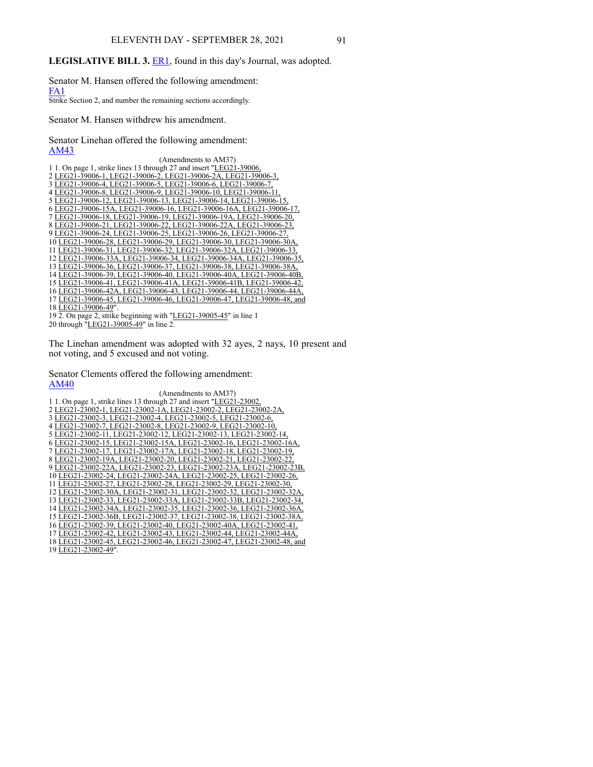**LEGISLATIVE BILL 3.** ER1, found in this day's Journal, was adopted.

Senator M. Hansen offered the following amendment:
FA1
Strike Section 2, and number the remaining sections accordingly.

Senator M. Hansen withdrew his amendment.

Senator Linehan offered the following amendment:
AM43

(Amendments to AM37)

1 1. On page 1, strike lines 13 through 27 and insert "LEG21-39006,
2 LEG21-39006-1, LEG21-39006-2, LEG21-39006-2A, LEG21-39006-3,
3 LEG21-39006-4, LEG21-39006-5, LEG21-39006-6, LEG21-39006-7,
4 LEG21-39006-8, LEG21-39006-9, LEG21-39006-10, LEG21-39006-11,
5 LEG21-39006-12, LEG21-39006-13, LEG21-39006-14, LEG21-39006-15,
6 LEG21-39006-15A, LEG21-39006-16, LEG21-39006-16A, LEG21-39006-17,
7 LEG21-39006-18, LEG21-39006-19, LEG21-39006-19A, LEG21-39006-20,
8 LEG21-39006-21, LEG21-39006-22, LEG21-39006-22A, LEG21-39006-23,
9 LEG21-39006-24, LEG21-39006-25, LEG21-39006-26, LEG21-39006-27,
10 LEG21-39006-28, LEG21-39006-29, LEG21-39006-30, LEG21-39006-30A,
11 LEG21-39006-31, LEG21-39006-32, LEG21-39006-32A, LEG21-39006-33,
12 LEG21-39006-33A, LEG21-39006-34, LEG21-39006-34A, LEG21-39006-35,
13 LEG21-39006-36, LEG21-39006-37, LEG21-39006-38, LEG21-39006-38A,
14 LEG21-39006-39, LEG21-39006-40, LEG21-39006-40A, LEG21-39006-40B,
15 LEG21-39006-41, LEG21-39006-41A, LEG21-39006-41B, LEG21-39006-42,
16 LEG21-39006-42A, LEG21-39006-43, LEG21-39006-44, LEG21-39006-44A,
17 LEG21-39006-45, LEG21-39006-46, LEG21-39006-47, LEG21-39006-48, and
18 LEG21-39006-49".
19 2. On page 2, strike beginning with "LEG21-39005-45" in line 1
20 through "LEG21-39005-49" in line 2.

The Linehan amendment was adopted with 32 ayes, 2 nays, 10 present and not voting, and 5 excused and not voting.

Senator Clements offered the following amendment:
AM40

(Amendments to AM37)

1 1. On page 1, strike lines 13 through 27 and insert "LEG21-23002,
2 LEG21-23002-1, LEG21-23002-1A, LEG21-23002-2, LEG21-23002-2A,
3 LEG21-23002-3, LEG21-23002-4, LEG21-23002-5, LEG21-23002-6,
4 LEG21-23002-7, LEG21-23002-8, LEG21-23002-9, LEG21-23002-10,
5 LEG21-23002-11, LEG21-23002-12, LEG21-23002-13, LEG21-23002-14,
6 LEG21-23002-15, LEG21-23002-15A, LEG21-23002-16, LEG21-23002-16A,
7 LEG21-23002-17, LEG21-23002-17A, LEG21-23002-18, LEG21-23002-19,
8 LEG21-23002-19A, LEG21-23002-20, LEG21-23002-21, LEG21-23002-22,
9 LEG21-23002-22A, LEG21-23002-23, LEG21-23002-23A, LEG21-23002-23B,
10 LEG21-23002-24, LEG21-23002-24A, LEG21-23002-25, LEG21-23002-26,
11 LEG21-23002-27, LEG21-23002-28, LEG21-23002-29, LEG21-23002-30,
12 LEG21-23002-30A, LEG21-23002-31, LEG21-23002-32, LEG21-23002-32A,
13 LEG21-23002-33, LEG21-23002-33A, LEG21-23002-33B, LEG21-23002-34,
14 LEG21-23002-34A, LEG21-23002-35, LEG21-23002-36, LEG21-23002-36A,
15 LEG21-23002-36B, LEG21-23002-37, LEG21-23002-38, LEG21-23002-38A,
16 LEG21-23002-39, LEG21-23002-40, LEG21-23002-40A, LEG21-23002-41,
17 LEG21-23002-42, LEG21-23002-43, LEG21-23002-44, LEG21-23002-44A,
18 LEG21-23002-45, LEG21-23002-46, LEG21-23002-47, LEG21-23002-48, and
19 LEG21-23002-49".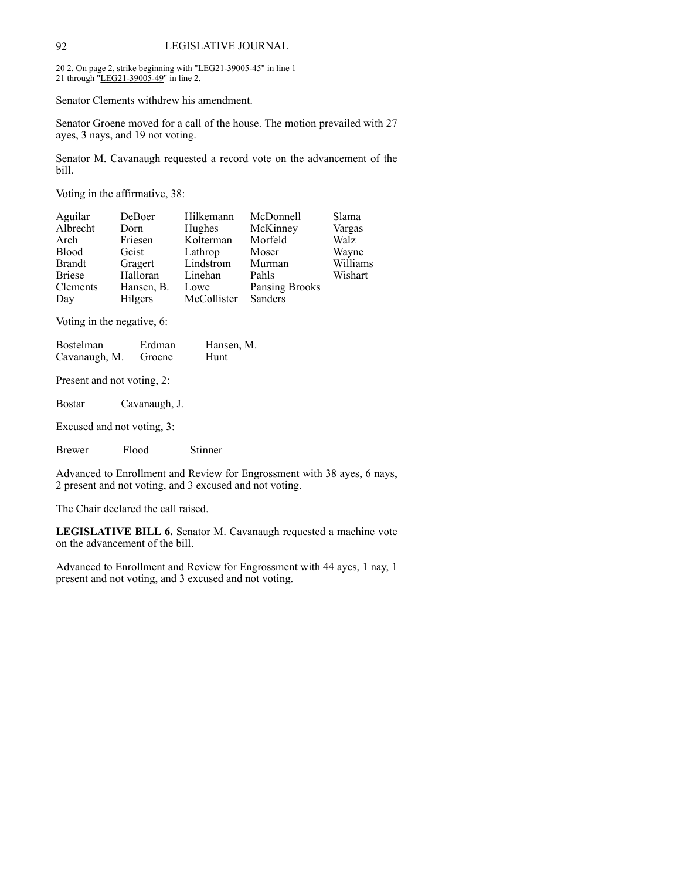20 2. On page 2, strike beginning with "LEG21-39005-45" in line 1
21 through "LEG21-39005-49" in line 2.

Senator Clements withdrew his amendment.

Senator Groene moved for a call of the house. The motion prevailed with 27 ayes, 3 nays, and 19 not voting.

Senator M. Cavanaugh requested a record vote on the advancement of the bill.

Voting in the affirmative, 38:

| | | | | |
|---|---|---|---|---|
| Aguilar | DeBoer | Hilkemann | McDonnell | Slama |
| Albrecht | Dorn | Hughes | McKinney | Vargas |
| Arch | Friesen | Kolterman | Morfeld | Walz |
| Blood | Geist | Lathrop | Moser | Wayne |
| Brandt | Gragert | Lindstrom | Murman | Williams |
| Briese | Halloran | Linehan | Pahls | Wishart |
| Clements | Hansen, B. | Lowe | Pansing Brooks | |
| Day | Hilgers | McCollister | Sanders | |

Voting in the negative, 6:

| | | |
|---|---|---|
| Bostelman | Erdman | Hansen, M. |
| Cavanaugh, M. | Groene | Hunt |

Present and not voting, 2:

Bostar    Cavanaugh, J.

Excused and not voting, 3:

Brewer    Flood    Stinner

Advanced to Enrollment and Review for Engrossment with 38 ayes, 6 nays, 2 present and not voting, and 3 excused and not voting.

The Chair declared the call raised.

**LEGISLATIVE BILL 6.** Senator M. Cavanaugh requested a machine vote on the advancement of the bill.

Advanced to Enrollment and Review for Engrossment with 44 ayes, 1 nay, 1 present and not voting, and 3 excused and not voting.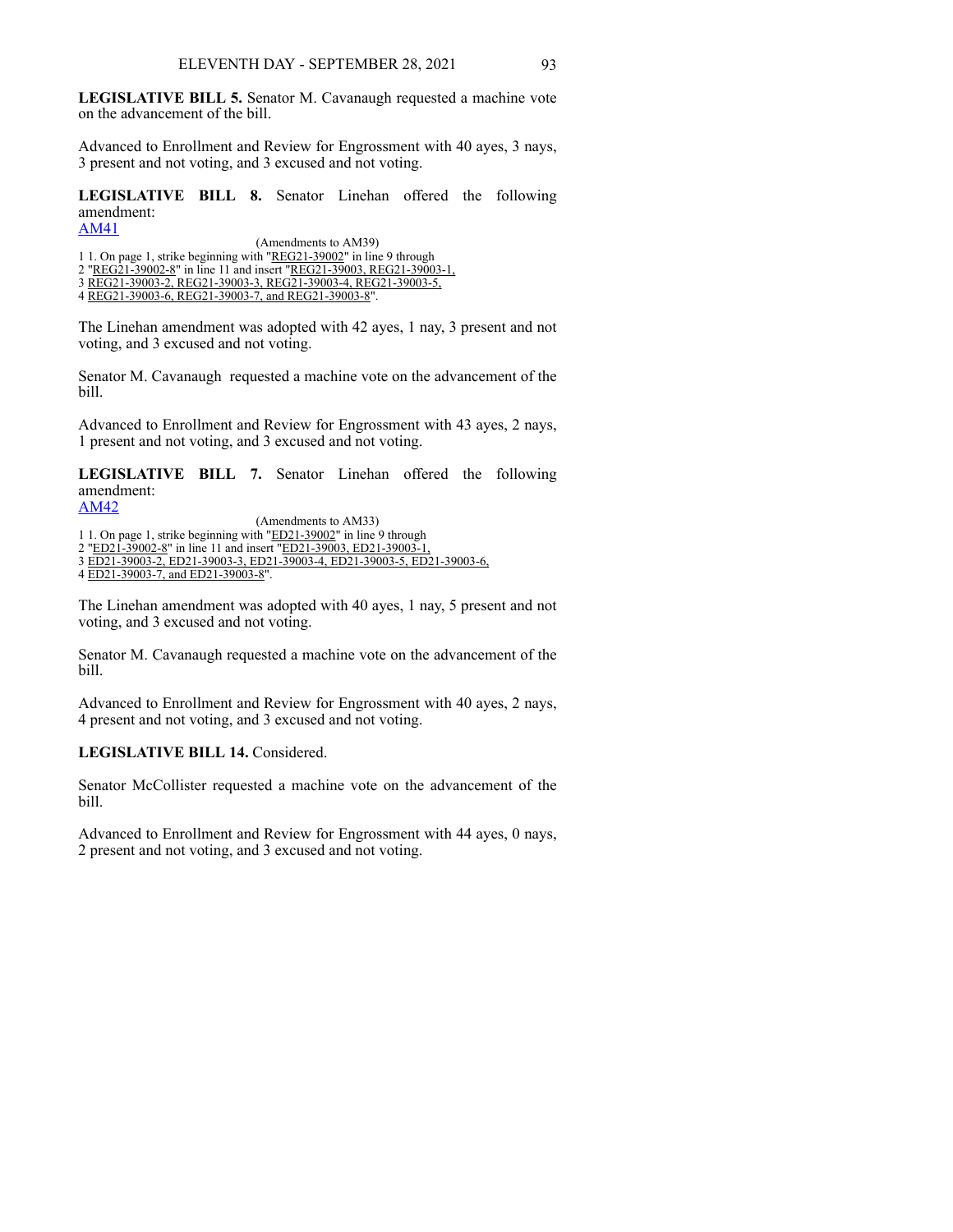**LEGISLATIVE BILL 5.** Senator M. Cavanaugh requested a machine vote on the advancement of the bill.

Advanced to Enrollment and Review for Engrossment with 40 ayes, 3 nays, 3 present and not voting, and 3 excused and not voting.

**LEGISLATIVE BILL 8.** Senator Linehan offered the following amendment:
AM41

(Amendments to AM39)
1 1. On page 1, strike beginning with "REG21-39002" in line 9 through
2 "REG21-39002-8" in line 11 and insert "REG21-39003, REG21-39003-1,
3 REG21-39003-2, REG21-39003-3, REG21-39003-4, REG21-39003-5,
4 REG21-39003-6, REG21-39003-7, and REG21-39003-8".

The Linehan amendment was adopted with 42 ayes, 1 nay, 3 present and not voting, and 3 excused and not voting.

Senator M. Cavanaugh requested a machine vote on the advancement of the bill.

Advanced to Enrollment and Review for Engrossment with 43 ayes, 2 nays, 1 present and not voting, and 3 excused and not voting.

**LEGISLATIVE BILL 7.** Senator Linehan offered the following amendment:
AM42

(Amendments to AM33)
1 1. On page 1, strike beginning with "ED21-39002" in line 9 through
2 "ED21-39002-8" in line 11 and insert "ED21-39003, ED21-39003-1,
3 ED21-39003-2, ED21-39003-3, ED21-39003-4, ED21-39003-5, ED21-39003-6,
4 ED21-39003-7, and ED21-39003-8".

The Linehan amendment was adopted with 40 ayes, 1 nay, 5 present and not voting, and 3 excused and not voting.

Senator M. Cavanaugh requested a machine vote on the advancement of the bill.

Advanced to Enrollment and Review for Engrossment with 40 ayes, 2 nays, 4 present and not voting, and 3 excused and not voting.

**LEGISLATIVE BILL 14.** Considered.

Senator McCollister requested a machine vote on the advancement of the bill.

Advanced to Enrollment and Review for Engrossment with 44 ayes, 0 nays, 2 present and not voting, and 3 excused and not voting.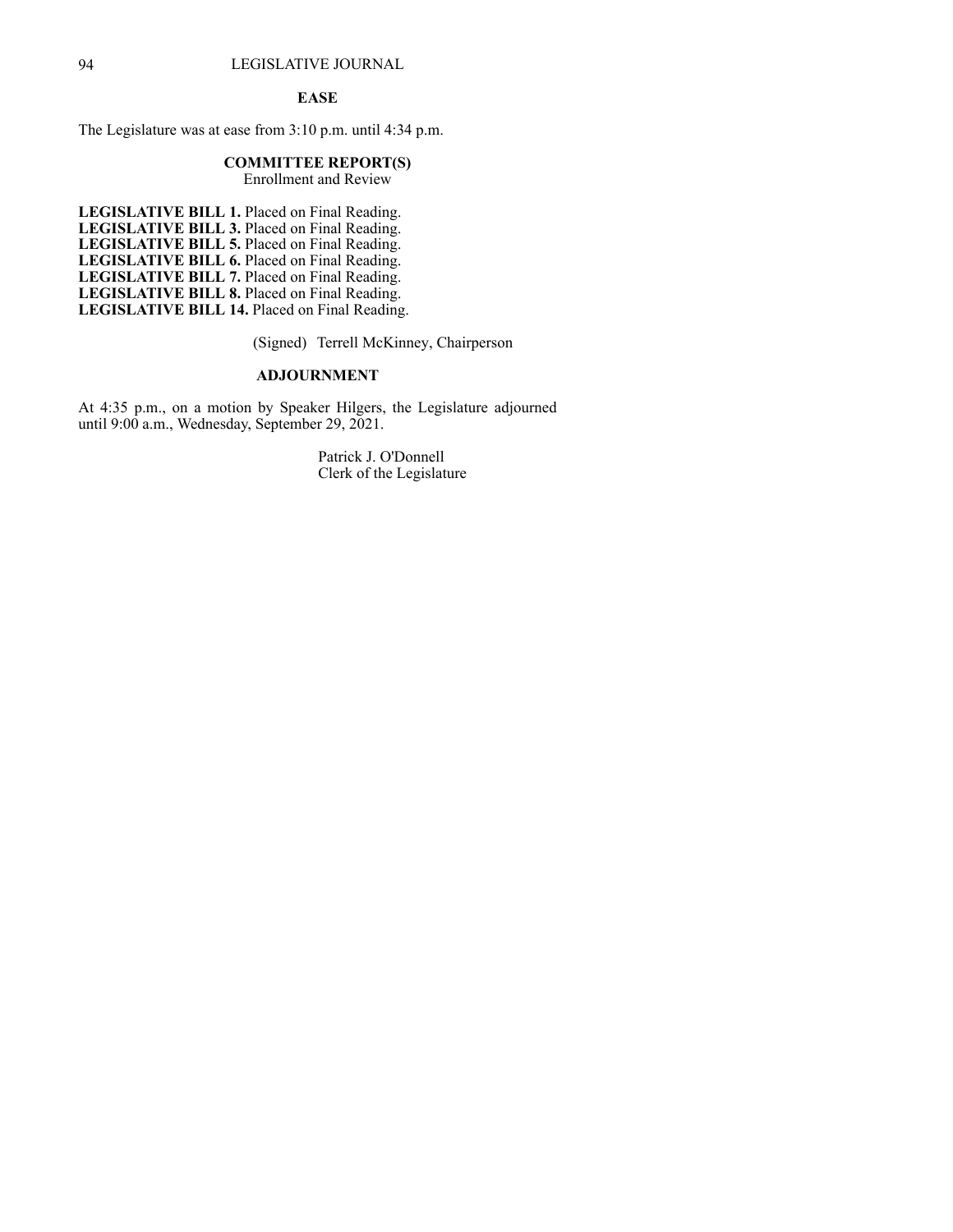## EASE

The Legislature was at ease from 3:10 p.m. until 4:34 p.m.

## COMMITTEE REPORT(S)

Enrollment and Review

**LEGISLATIVE BILL 1.** Placed on Final Reading.
**LEGISLATIVE BILL 3.** Placed on Final Reading.
**LEGISLATIVE BILL 5.** Placed on Final Reading.
**LEGISLATIVE BILL 6.** Placed on Final Reading.
**LEGISLATIVE BILL 7.** Placed on Final Reading.
**LEGISLATIVE BILL 8.** Placed on Final Reading.
**LEGISLATIVE BILL 14.** Placed on Final Reading.

(Signed) Terrell McKinney, Chairperson

## ADJOURNMENT

At 4:35 p.m., on a motion by Speaker Hilgers, the Legislature adjourned until 9:00 a.m., Wednesday, September 29, 2021.

Patrick J. O'Donnell
Clerk of the Legislature